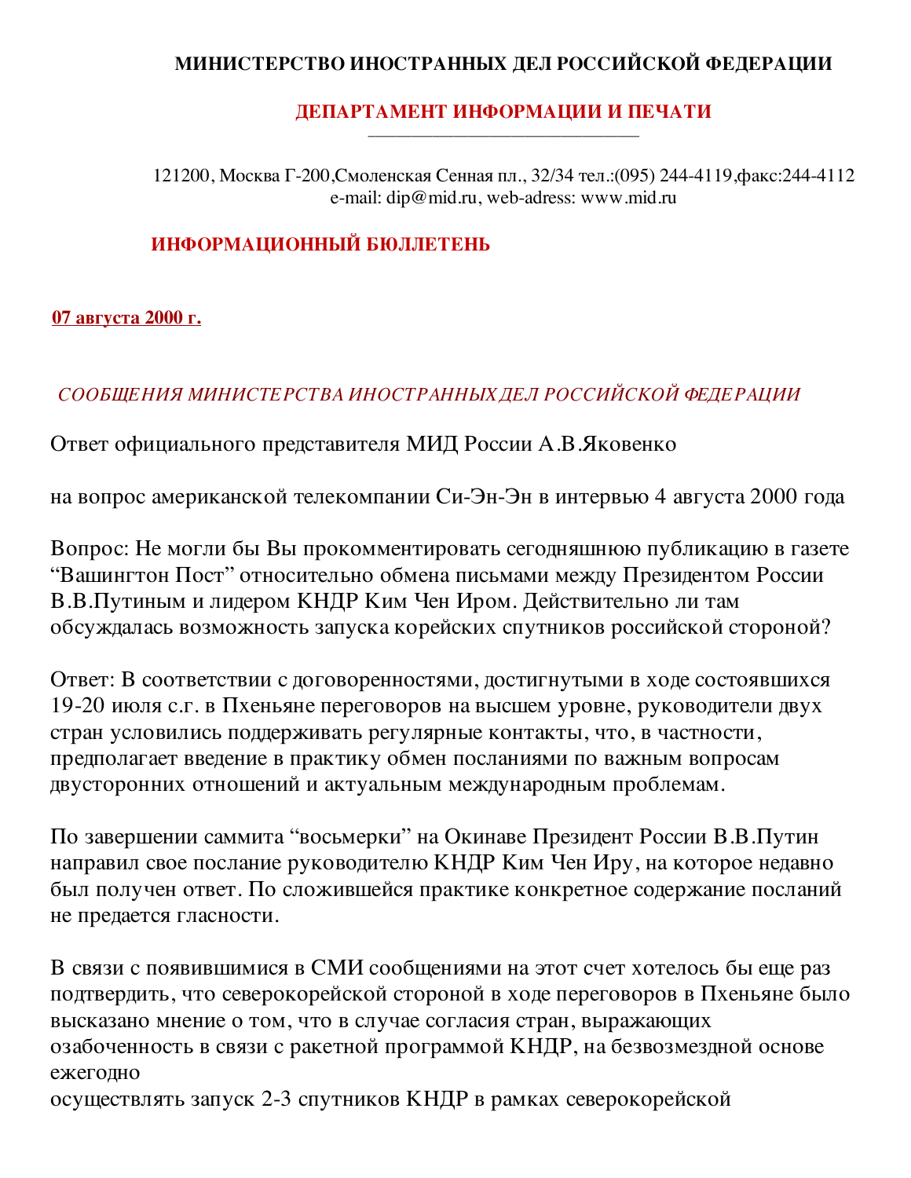**МИНИСТЕРСТВО ИНОСТРАННЫХ ДЕЛ РОССИЙСКОЙ ФЕДЕРАЦИИ**

**ДЕПАРТАМЕНТ ИНФОРМАЦИИ И ПЕЧАТИ**

121200, Москва Г-200,Смоленская Сенная пл., 32/34 тел.:(095) 244-4119,факс:244-4112
e-mail: dip@mid.ru, web-adress: www.mid.ru

**ИНФОРМАЦИОННЫЙ БЮЛЛЕТЕНЬ**

**07 августа 2000 г.**

*СООБЩЕНИЯ МИНИСТЕРСТВА ИНОСТРАННЫХ ДЕЛ РОССИЙСКОЙ ФЕДЕРАЦИИ*

Ответ официального представителя МИД России А.В.Яковенко

на вопрос американской телекомпании Си-Эн-Эн в интервью 4 августа 2000 года

Вопрос: Не могли бы Вы прокомментировать сегодняшнюю публикацию в газете "Вашингтон Пост" относительно обмена письмами между Президентом России В.В.Путиным и лидером КНДР Ким Чен Иром. Действительно ли там обсуждалась возможность запуска корейских спутников российской стороной?

Ответ: В соответствии с договоренностями, достигнутыми в ходе состоявшихся 19-20 июля с.г. в Пхеньяне переговоров на высшем уровне, руководители двух стран условились поддерживать регулярные контакты, что, в частности, предполагает введение в практику обмен посланиями по важным вопросам двусторонних отношений и актуальным международным проблемам.

По завершении саммита "восьмерки" на Окинаве Президент России В.В.Путин направил свое послание руководителю КНДР Ким Чен Иру, на которое недавно был получен ответ. По сложившейся практике конкретное содержание посланий не предается гласности.

В связи с появившимися в СМИ сообщениями на этот счет хотелось бы еще раз подтвердить, что северокорейской стороной в ходе переговоров в Пхеньяне было высказано мнение о том, что в случае согласия стран, выражающих озабоченность в связи с ракетной программой КНДР, на безвозмездной основе ежегодно
осуществлять запуск 2-3 спутников КНДР в рамках северокорейской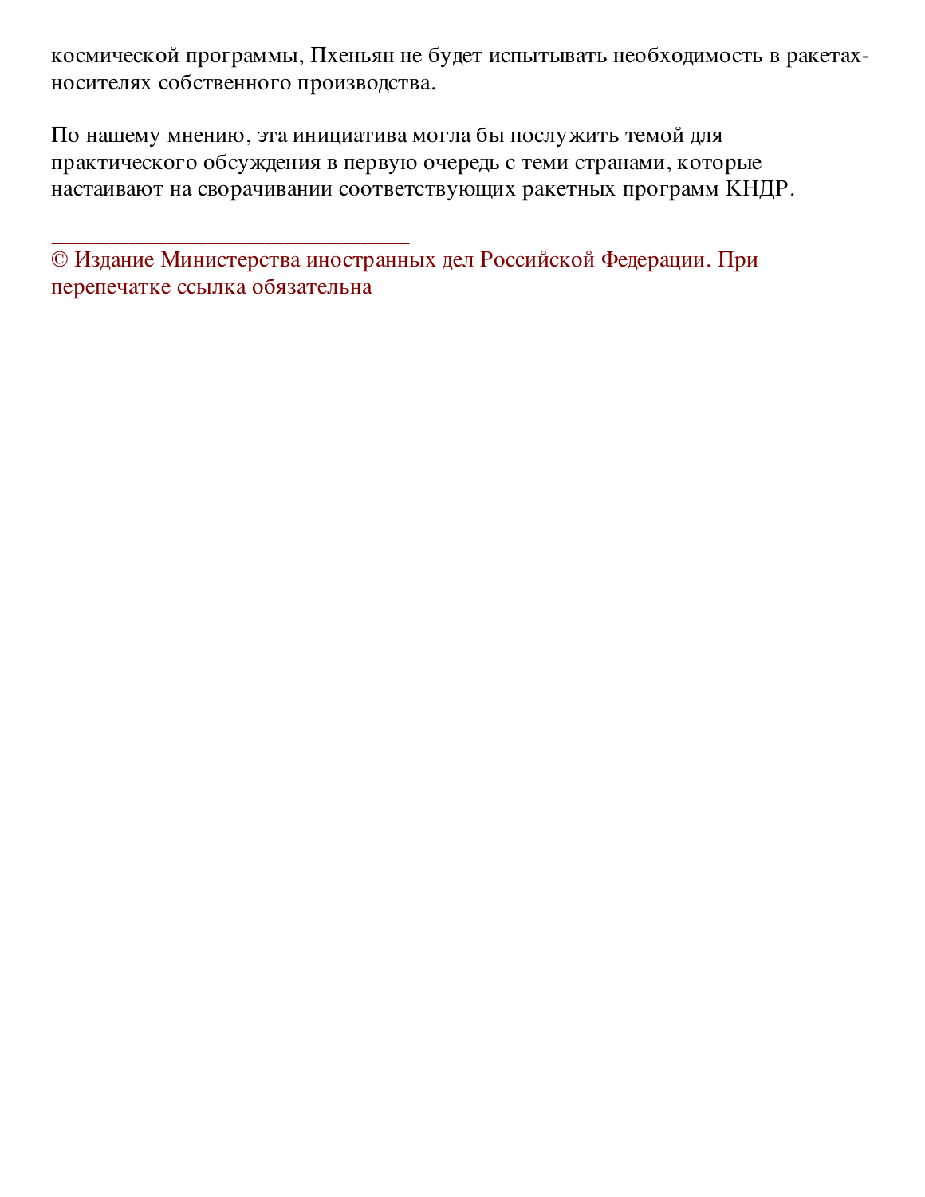космической программы, Пхеньян не будет испытывать необходимость в ракетах-носителях собственного производства.

По нашему мнению, эта инициатива могла бы послужить темой для практического обсуждения в первую очередь с теми странами, которые настаивают на сворачивании соответствующих ракетных программ КНДР.

---

© Издание Министерства иностранных дел Российской Федерации. При перепечатке ссылка обязательна